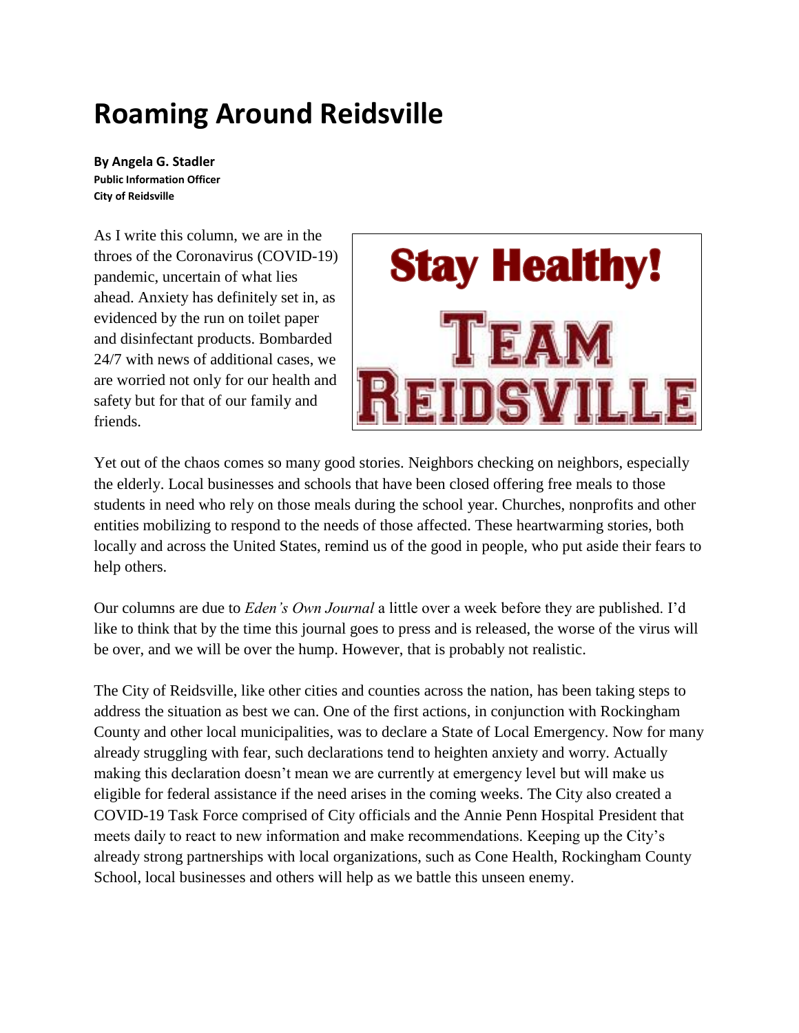# Roaming Around Reidsville

**By Angela G. Stadler**
**Public Information Officer**
**City of Reidsville**

As I write this column, we are in the throes of the Coronavirus (COVID-19) pandemic, uncertain of what lies ahead. Anxiety has definitely set in, as evidenced by the run on toilet paper and disinfectant products. Bombarded 24/7 with news of additional cases, we are worried not only for our health and safety but for that of our family and friends.

Stay Healthy!
TEAM REIDSVILLE

Yet out of the chaos comes so many good stories. Neighbors checking on neighbors, especially the elderly. Local businesses and schools that have been closed offering free meals to those students in need who rely on those meals during the school year. Churches, nonprofits and other entities mobilizing to respond to the needs of those affected. These heartwarming stories, both locally and across the United States, remind us of the good in people, who put aside their fears to help others.

Our columns are due to *Eden's Own Journal* a little over a week before they are published. I'd like to think that by the time this journal goes to press and is released, the worse of the virus will be over, and we will be over the hump. However, that is probably not realistic.

The City of Reidsville, like other cities and counties across the nation, has been taking steps to address the situation as best we can. One of the first actions, in conjunction with Rockingham County and other local municipalities, was to declare a State of Local Emergency. Now for many already struggling with fear, such declarations tend to heighten anxiety and worry. Actually making this declaration doesn't mean we are currently at emergency level but will make us eligible for federal assistance if the need arises in the coming weeks. The City also created a COVID-19 Task Force comprised of City officials and the Annie Penn Hospital President that meets daily to react to new information and make recommendations. Keeping up the City's already strong partnerships with local organizations, such as Cone Health, Rockingham County School, local businesses and others will help as we battle this unseen enemy.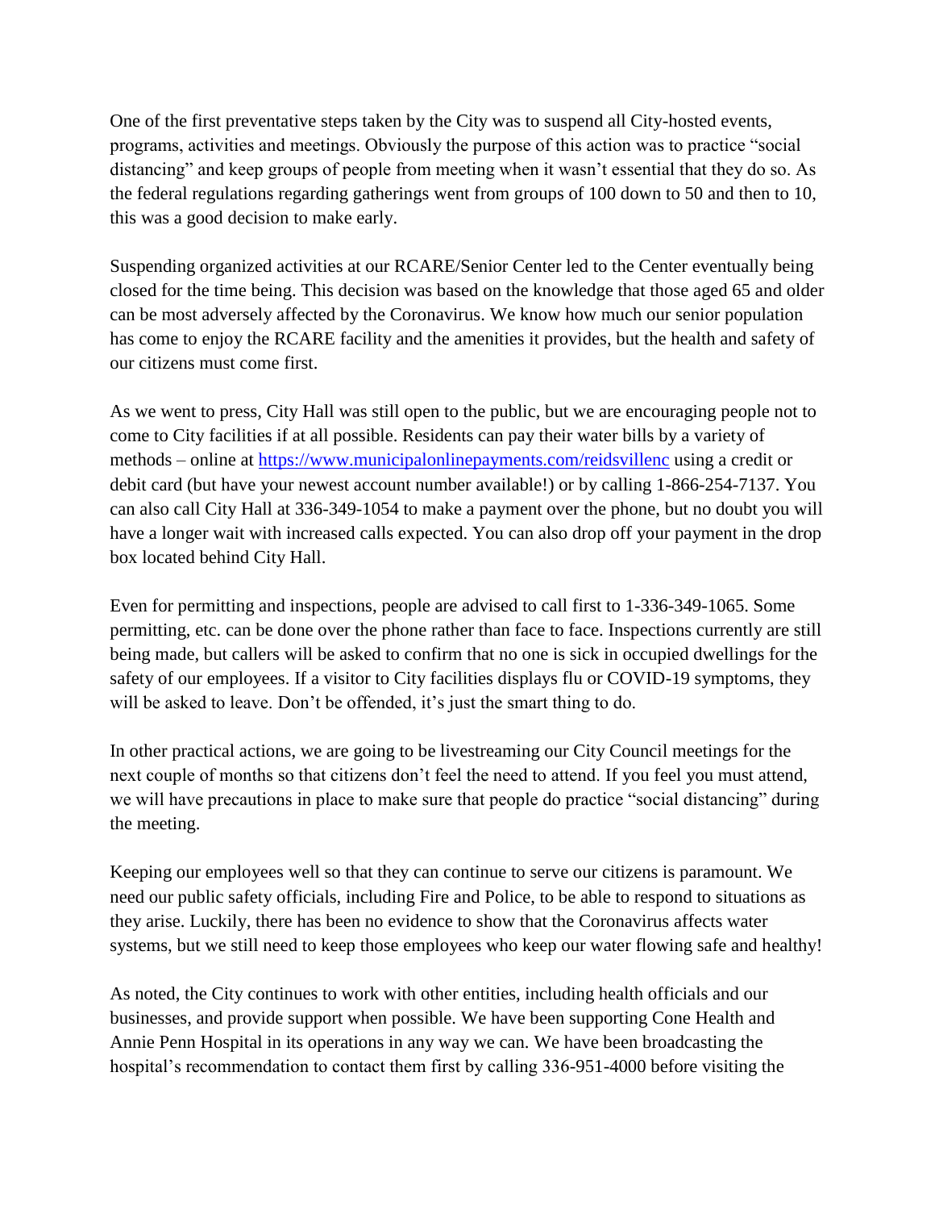One of the first preventative steps taken by the City was to suspend all City-hosted events, programs, activities and meetings. Obviously the purpose of this action was to practice "social distancing" and keep groups of people from meeting when it wasn't essential that they do so. As the federal regulations regarding gatherings went from groups of 100 down to 50 and then to 10, this was a good decision to make early.

Suspending organized activities at our RCARE/Senior Center led to the Center eventually being closed for the time being. This decision was based on the knowledge that those aged 65 and older can be most adversely affected by the Coronavirus. We know how much our senior population has come to enjoy the RCARE facility and the amenities it provides, but the health and safety of our citizens must come first.

As we went to press, City Hall was still open to the public, but we are encouraging people not to come to City facilities if at all possible. Residents can pay their water bills by a variety of methods – online at [https://www.municipalonlinepayments.com/reidsvillenc](https://www.municipalonlinepayments.com/reidsvillenc) using a credit or debit card (but have your newest account number available!) or by calling 1-866-254-7137. You can also call City Hall at 336-349-1054 to make a payment over the phone, but no doubt you will have a longer wait with increased calls expected. You can also drop off your payment in the drop box located behind City Hall.

Even for permitting and inspections, people are advised to call first to 1-336-349-1065. Some permitting, etc. can be done over the phone rather than face to face. Inspections currently are still being made, but callers will be asked to confirm that no one is sick in occupied dwellings for the safety of our employees. If a visitor to City facilities displays flu or COVID-19 symptoms, they will be asked to leave. Don't be offended, it's just the smart thing to do.

In other practical actions, we are going to be livestreaming our City Council meetings for the next couple of months so that citizens don't feel the need to attend. If you feel you must attend, we will have precautions in place to make sure that people do practice "social distancing" during the meeting.

Keeping our employees well so that they can continue to serve our citizens is paramount. We need our public safety officials, including Fire and Police, to be able to respond to situations as they arise. Luckily, there has been no evidence to show that the Coronavirus affects water systems, but we still need to keep those employees who keep our water flowing safe and healthy!

As noted, the City continues to work with other entities, including health officials and our businesses, and provide support when possible. We have been supporting Cone Health and Annie Penn Hospital in its operations in any way we can. We have been broadcasting the hospital's recommendation to contact them first by calling 336-951-4000 before visiting the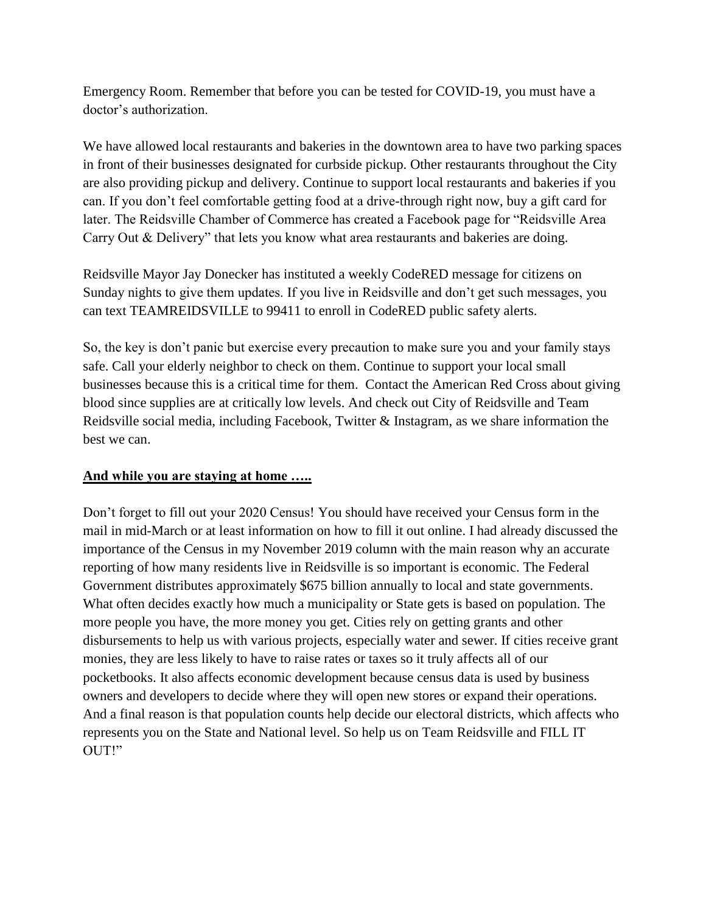Emergency Room. Remember that before you can be tested for COVID-19, you must have a doctor's authorization.

We have allowed local restaurants and bakeries in the downtown area to have two parking spaces in front of their businesses designated for curbside pickup. Other restaurants throughout the City are also providing pickup and delivery. Continue to support local restaurants and bakeries if you can. If you don't feel comfortable getting food at a drive-through right now, buy a gift card for later. The Reidsville Chamber of Commerce has created a Facebook page for "Reidsville Area Carry Out & Delivery" that lets you know what area restaurants and bakeries are doing.

Reidsville Mayor Jay Donecker has instituted a weekly CodeRED message for citizens on Sunday nights to give them updates. If you live in Reidsville and don't get such messages, you can text TEAMREIDSVILLE to 99411 to enroll in CodeRED public safety alerts.

So, the key is don't panic but exercise every precaution to make sure you and your family stays safe. Call your elderly neighbor to check on them. Continue to support your local small businesses because this is a critical time for them. Contact the American Red Cross about giving blood since supplies are at critically low levels. And check out City of Reidsville and Team Reidsville social media, including Facebook, Twitter & Instagram, as we share information the best we can.

**And while you are staying at home …..**

Don't forget to fill out your 2020 Census! You should have received your Census form in the mail in mid-March or at least information on how to fill it out online. I had already discussed the importance of the Census in my November 2019 column with the main reason why an accurate reporting of how many residents live in Reidsville is so important is economic. The Federal Government distributes approximately $675 billion annually to local and state governments. What often decides exactly how much a municipality or State gets is based on population. The more people you have, the more money you get. Cities rely on getting grants and other disbursements to help us with various projects, especially water and sewer. If cities receive grant monies, they are less likely to have to raise rates or taxes so it truly affects all of our pocketbooks. It also affects economic development because census data is used by business owners and developers to decide where they will open new stores or expand their operations. And a final reason is that population counts help decide our electoral districts, which affects who represents you on the State and National level. So help us on Team Reidsville and FILL IT OUT!"